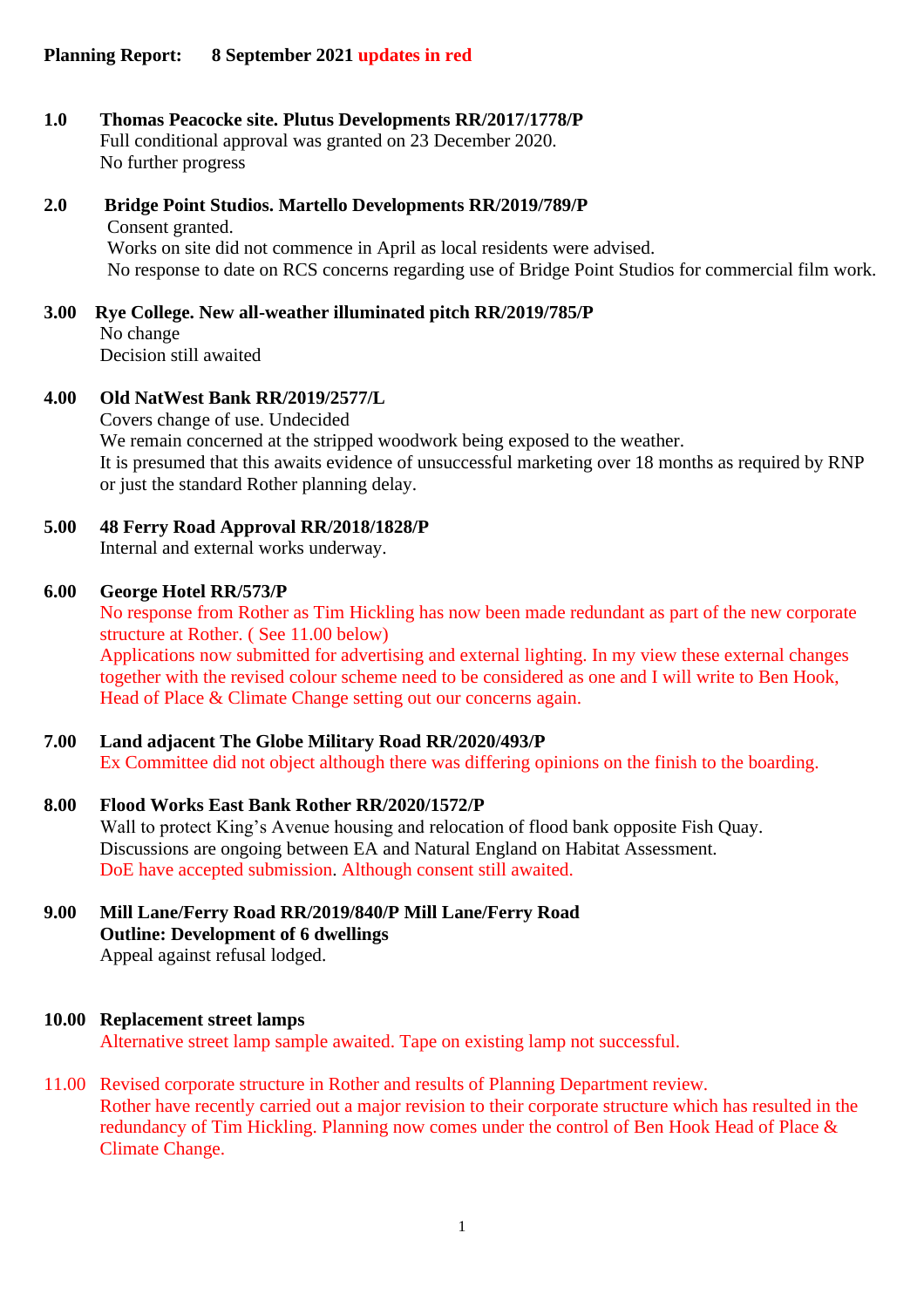**Planning Report:** **8 September 2021 updates in red**

**1.0 Thomas Peacocke site. Plutus Developments RR/2017/1778/P**

Full conditional approval was granted on 23 December 2020.
No further progress

**2.0 Bridge Point Studios. Martello Developments RR/2019/789/P**

Consent granted.
Works on site did not commence in April as local residents were advised.
No response to date on RCS concerns regarding use of Bridge Point Studios for commercial film work.

**3.00 Rye College. New all-weather illuminated pitch RR/2019/785/P**

No change
Decision still awaited

**4.00 Old NatWest Bank RR/2019/2577/L**

Covers change of use. Undecided
We remain concerned at the stripped woodwork being exposed to the weather.
It is presumed that this awaits evidence of unsuccessful marketing over 18 months as required by RNP or just the standard Rother planning delay.

**5.00 48 Ferry Road Approval RR/2018/1828/P**

Internal and external works underway.

**6.00 George Hotel RR/573/P**

No response from Rother as Tim Hickling has now been made redundant as part of the new corporate structure at Rother. ( See 11.00 below)
Applications now submitted for advertising and external lighting. In my view these external changes together with the revised colour scheme need to be considered as one and I will write to Ben Hook, Head of Place & Climate Change setting out our concerns again.

**7.00 Land adjacent The Globe Military Road RR/2020/493/P**

Ex Committee did not object although there was differing opinions on the finish to the boarding.

**8.00 Flood Works East Bank Rother RR/2020/1572/P**

Wall to protect King's Avenue housing and relocation of flood bank opposite Fish Quay.
Discussions are ongoing between EA and Natural England on Habitat Assessment.
DoE have accepted submission. Although consent still awaited.

**9.00 Mill Lane/Ferry Road RR/2019/840/P Mill Lane/Ferry Road**
**Outline: Development of 6 dwellings**

Appeal against refusal lodged.

**10.00 Replacement street lamps**

Alternative street lamp sample awaited. Tape on existing lamp not successful.

11.00 Revised corporate structure in Rother and results of Planning Department review.

Rother have recently carried out a major revision to their corporate structure which has resulted in the redundancy of Tim Hickling. Planning now comes under the control of Ben Hook Head of Place & Climate Change.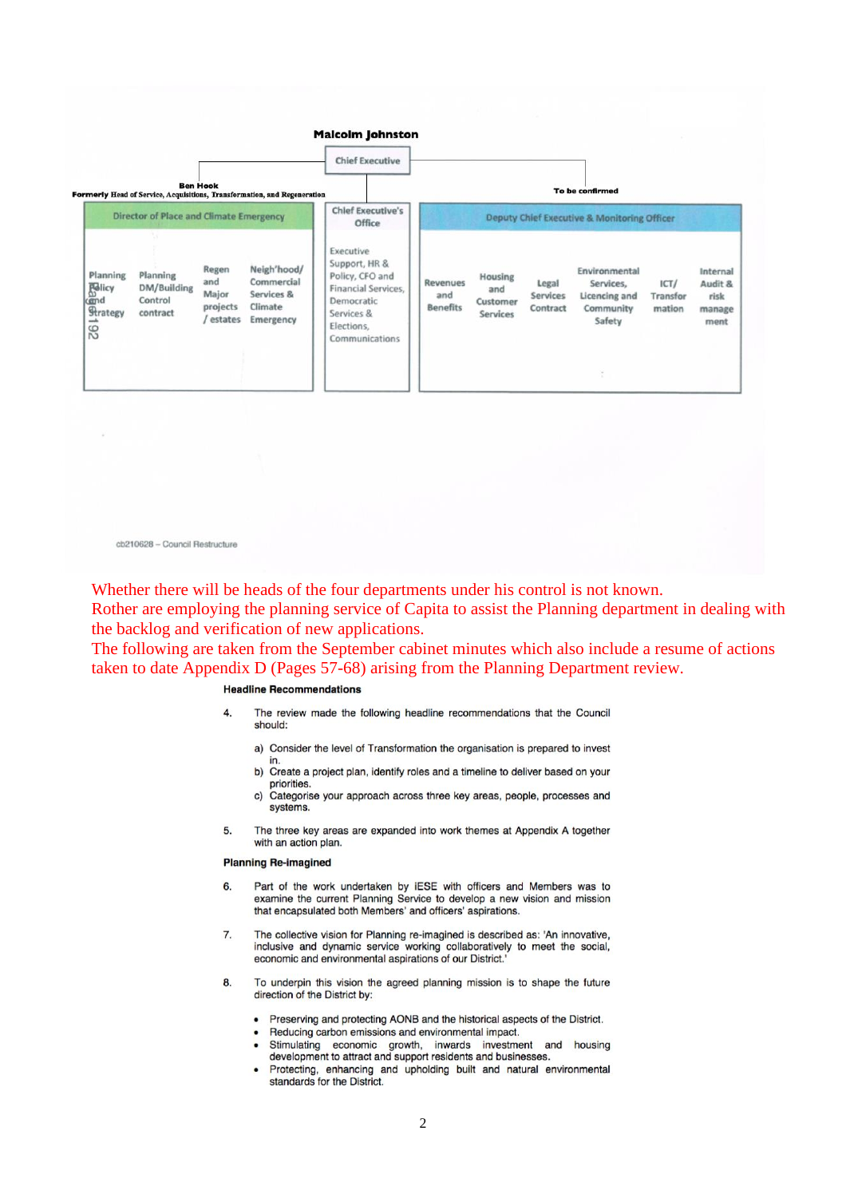**Malcolm Johnston**

Chief Executive

**Ben Hook**
**Formerly** Head of Service, Acquisitions, Transformation, and Regeneration

**To be confirmed**

| Director of Place and Climate Emergency | | | | Chief Executive's Office | Deputy Chief Executive & Monitoring Officer | | | | | |
|---|---|---|---|---|---|---|---|---|---|---|
| Planning Policy and Strategy | Planning DM/Building Control contract | Regen and Major projects / estates | Neigh'hood/ Commercial Services & Climate Emergency | Executive Support, HR & Policy, CFO and Financial Services, Democratic Services & Elections, Communications | Revenues and Benefits | Housing and Customer Services | Legal Services Contract | Environmental Services, Licencing and Community Safety | ICT/ Transformation | Internal Audit & risk management |

cb210628 – Council Restructure

Whether there will be heads of the four departments under his control is not known.
Rother are employing the planning service of Capita to assist the Planning department in dealing with the backlog and verification of new applications.
The following are taken from the September cabinet minutes which also include a resume of actions taken to date Appendix D (Pages 57-68) arising from the Planning Department review.

**Headline Recommendations**

4. The review made the following headline recommendations that the Council should:

   a) Consider the level of Transformation the organisation is prepared to invest in.
   b) Create a project plan, identify roles and a timeline to deliver based on your priorities.
   c) Categorise your approach across three key areas, people, processes and systems.

5. The three key areas are expanded into work themes at Appendix A together with an action plan.

**Planning Re-imagined**

6. Part of the work undertaken by iESE with officers and Members was to examine the current Planning Service to develop a new vision and mission that encapsulated both Members' and officers' aspirations.

7. The collective vision for Planning re-imagined is described as: 'An innovative, inclusive and dynamic service working collaboratively to meet the social, economic and environmental aspirations of our District.'

8. To underpin this vision the agreed planning mission is to shape the future direction of the District by:

   - Preserving and protecting AONB and the historical aspects of the District.
   - Reducing carbon emissions and environmental impact.
   - Stimulating economic growth, inwards investment and housing development to attract and support residents and businesses.
   - Protecting, enhancing and upholding built and natural environmental standards for the District.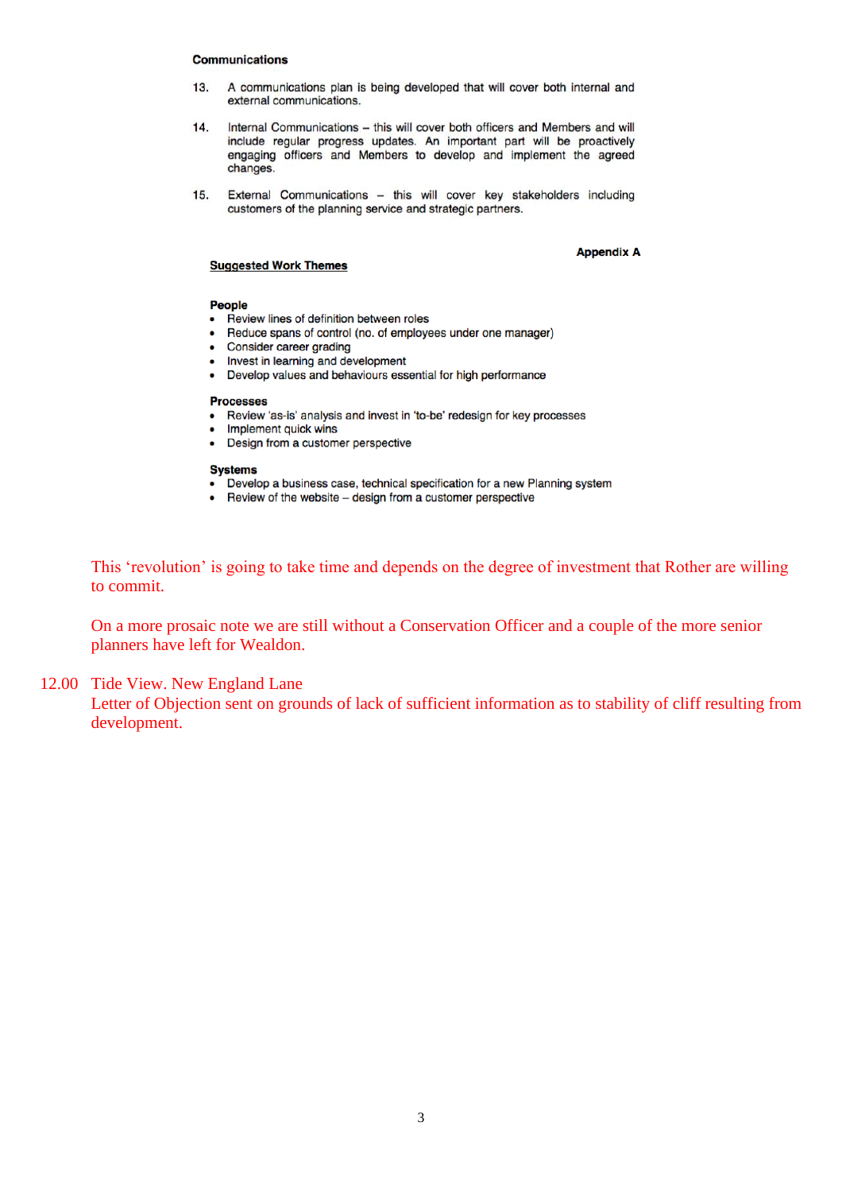**Communications**

13. A communications plan is being developed that will cover both internal and external communications.

14. Internal Communications – this will cover both officers and Members and will include regular progress updates. An important part will be proactively engaging officers and Members to develop and implement the agreed changes.

15. External Communications – this will cover key stakeholders including customers of the planning service and strategic partners.

**Appendix A**

**Suggested Work Themes**

**People**
- Review lines of definition between roles
- Reduce spans of control (no. of employees under one manager)
- Consider career grading
- Invest in learning and development
- Develop values and behaviours essential for high performance

**Processes**
- Review 'as-is' analysis and invest in 'to-be' redesign for key processes
- Implement quick wins
- Design from a customer perspective

**Systems**
- Develop a business case, technical specification for a new Planning system
- Review of the website – design from a customer perspective

This 'revolution' is going to take time and depends on the degree of investment that Rother are willing to commit.

On a more prosaic note we are still without a Conservation Officer and a couple of the more senior planners have left for Wealdon.

12.00 Tide View. New England Lane
Letter of Objection sent on grounds of lack of sufficient information as to stability of cliff resulting from development.